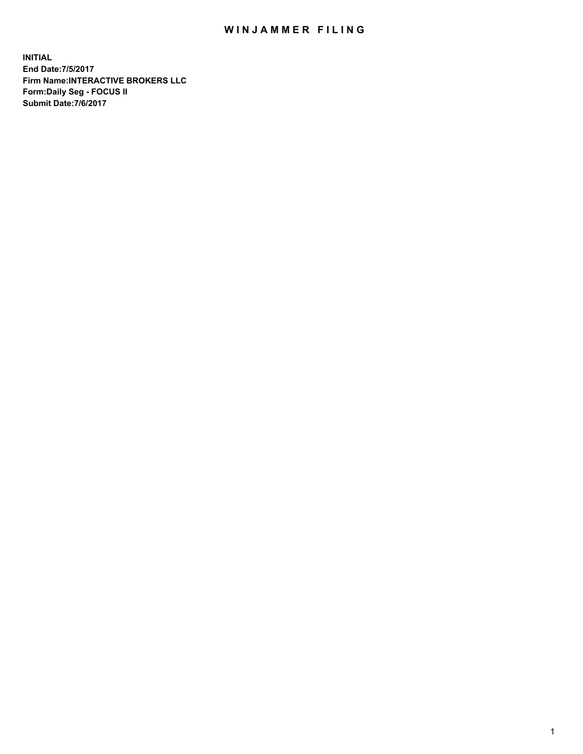# WINJAMMER FILING

**INITIAL**
**End Date:7/5/2017**
**Firm Name:INTERACTIVE BROKERS LLC**
**Form:Daily Seg - FOCUS II**
**Submit Date:7/6/2017**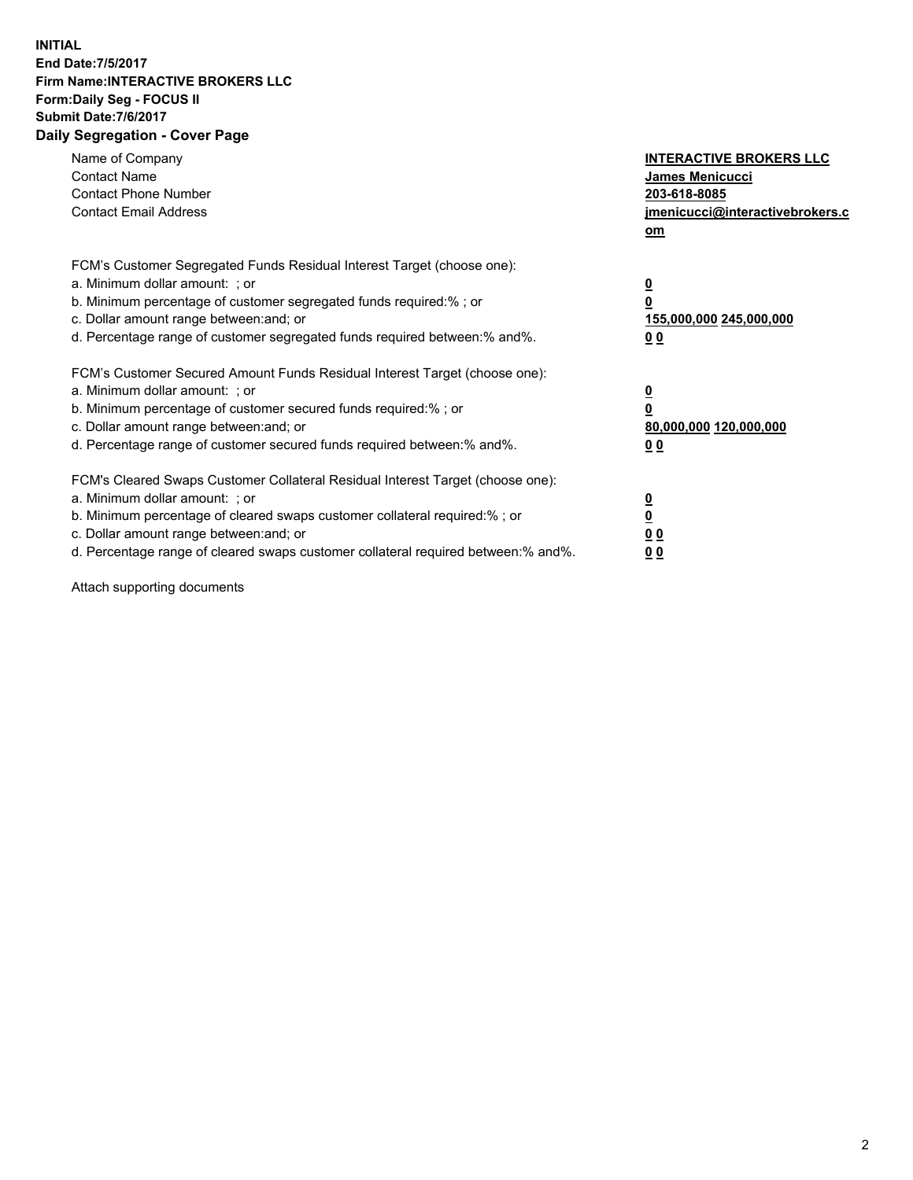**INITIAL**
**End Date:7/5/2017**
**Firm Name:INTERACTIVE BROKERS LLC**
**Form:Daily Seg - FOCUS II**
**Submit Date:7/6/2017**

## Daily Segregation - Cover Page

| | |
|---|---|
| Name of Company | **INTERACTIVE BROKERS LLC** |
| Contact Name | **James Menicucci** |
| Contact Phone Number | **203-618-8085** |
| Contact Email Address | **jmenicucci@interactivebrokers.com** |

FCM's Customer Segregated Funds Residual Interest Target (choose one):

| | |
|---|---|
| a. Minimum dollar amount: ; or | **0** |
| b. Minimum percentage of customer segregated funds required:% ; or | **0** |
| c. Dollar amount range between:and; or | **155,000,000 245,000,000** |
| d. Percentage range of customer segregated funds required between:% and%. | **0 0** |

FCM's Customer Secured Amount Funds Residual Interest Target (choose one):

| | |
|---|---|
| a. Minimum dollar amount: ; or | **0** |
| b. Minimum percentage of customer secured funds required:% ; or | **0** |
| c. Dollar amount range between:and; or | **80,000,000 120,000,000** |
| d. Percentage range of customer secured funds required between:% and%. | **0 0** |

FCM's Cleared Swaps Customer Collateral Residual Interest Target (choose one):

| | |
|---|---|
| a. Minimum dollar amount: ; or | **0** |
| b. Minimum percentage of cleared swaps customer collateral required:% ; or | **0** |
| c. Dollar amount range between:and; or | **0 0** |
| d. Percentage range of cleared swaps customer collateral required between:% and%. | **0 0** |

Attach supporting documents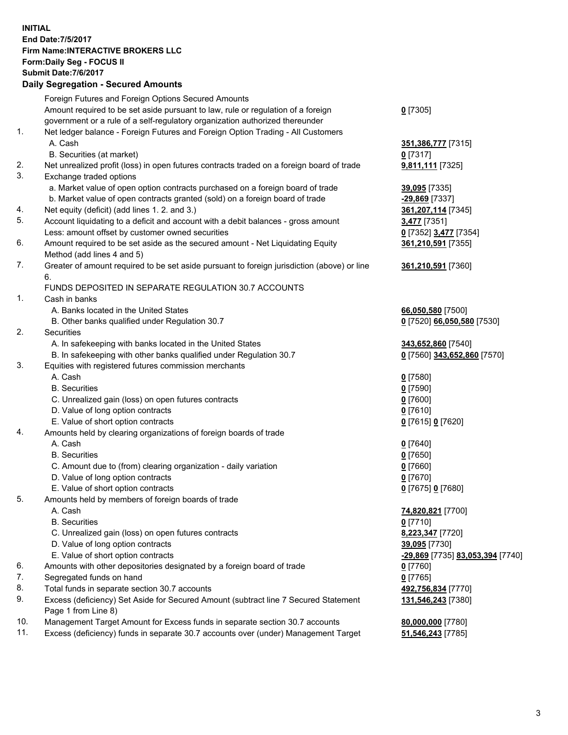**INITIAL**
**End Date:7/5/2017**
**Firm Name:INTERACTIVE BROKERS LLC**
**Form:Daily Seg - FOCUS II**
**Submit Date:7/6/2017**
**Daily Segregation - Secured Amounts**

| | | |
|---|---|---|
| | Foreign Futures and Foreign Options Secured Amounts | |
| | Amount required to be set aside pursuant to law, rule or regulation of a foreign government or a rule of a self-regulatory organization authorized thereunder | **0** [7305] |
| 1. | Net ledger balance - Foreign Futures and Foreign Option Trading - All Customers | |
| | A. Cash | **351,386,777** [7315] |
| | B. Securities (at market) | **0** [7317] |
| 2. | Net unrealized profit (loss) in open futures contracts traded on a foreign board of trade | **9,811,111** [7325] |
| 3. | Exchange traded options | |
| | a. Market value of open option contracts purchased on a foreign board of trade | **39,095** [7335] |
| | b. Market value of open contracts granted (sold) on a foreign board of trade | **-29,869** [7337] |
| 4. | Net equity (deficit) (add lines 1. 2. and 3.) | **361,207,114** [7345] |
| 5. | Account liquidating to a deficit and account with a debit balances - gross amount | **3,477** [7351] |
| | Less: amount offset by customer owned securities | **0** [7352] **3,477** [7354] |
| 6. | Amount required to be set aside as the secured amount - Net Liquidating Equity Method (add lines 4 and 5) | **361,210,591** [7355] |
| 7. | Greater of amount required to be set aside pursuant to foreign jurisdiction (above) or line 6. | **361,210,591** [7360] |
| | FUNDS DEPOSITED IN SEPARATE REGULATION 30.7 ACCOUNTS | |
| 1. | Cash in banks | |
| | A. Banks located in the United States | **66,050,580** [7500] |
| | B. Other banks qualified under Regulation 30.7 | **0** [7520] **66,050,580** [7530] |
| 2. | Securities | |
| | A. In safekeeping with banks located in the United States | **343,652,860** [7540] |
| | B. In safekeeping with other banks qualified under Regulation 30.7 | **0** [7560] **343,652,860** [7570] |
| 3. | Equities with registered futures commission merchants | |
| | A. Cash | **0** [7580] |
| | B. Securities | **0** [7590] |
| | C. Unrealized gain (loss) on open futures contracts | **0** [7600] |
| | D. Value of long option contracts | **0** [7610] |
| | E. Value of short option contracts | **0** [7615] **0** [7620] |
| 4. | Amounts held by clearing organizations of foreign boards of trade | |
| | A. Cash | **0** [7640] |
| | B. Securities | **0** [7650] |
| | C. Amount due to (from) clearing organization - daily variation | **0** [7660] |
| | D. Value of long option contracts | **0** [7670] |
| | E. Value of short option contracts | **0** [7675] **0** [7680] |
| 5. | Amounts held by members of foreign boards of trade | |
| | A. Cash | **74,820,821** [7700] |
| | B. Securities | **0** [7710] |
| | C. Unrealized gain (loss) on open futures contracts | **8,223,347** [7720] |
| | D. Value of long option contracts | **39,095** [7730] |
| | E. Value of short option contracts | **-29,869** [7735] **83,053,394** [7740] |
| 6. | Amounts with other depositories designated by a foreign board of trade | **0** [7760] |
| 7. | Segregated funds on hand | **0** [7765] |
| 8. | Total funds in separate section 30.7 accounts | **492,756,834** [7770] |
| 9. | Excess (deficiency) Set Aside for Secured Amount (subtract line 7 Secured Statement Page 1 from Line 8) | **131,546,243** [7380] |
| 10. | Management Target Amount for Excess funds in separate section 30.7 accounts | **80,000,000** [7780] |
| 11. | Excess (deficiency) funds in separate 30.7 accounts over (under) Management Target | **51,546,243** [7785] |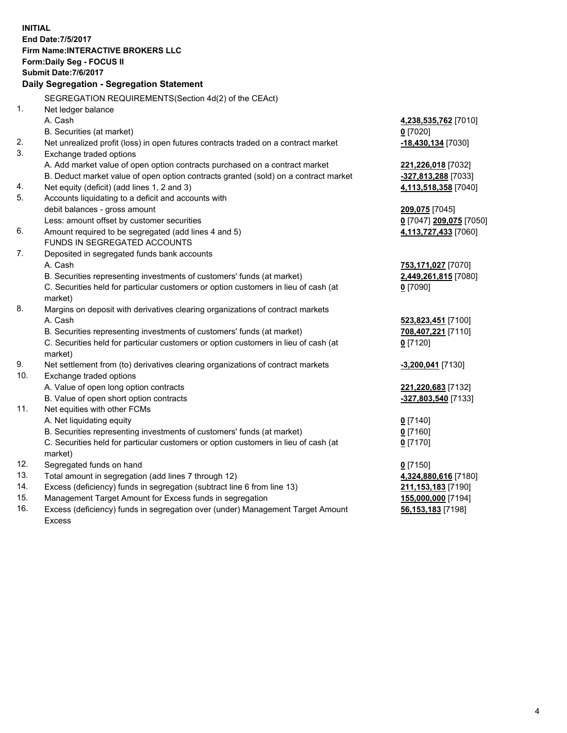**INITIAL**
**End Date:7/5/2017**
**Firm Name:INTERACTIVE BROKERS LLC**
**Form:Daily Seg - FOCUS II**
**Submit Date:7/6/2017**

## Daily Segregation - Segregation Statement

| | SEGREGATION REQUIREMENTS(Section 4d(2) of the CEAct) | |
|---|---|---|
| 1. | Net ledger balance | |
| | A. Cash | **4,238,535,762** [7010] |
| | B. Securities (at market) | **0** [7020] |
| 2. | Net unrealized profit (loss) in open futures contracts traded on a contract market | **-18,430,134** [7030] |
| 3. | Exchange traded options | |
| | A. Add market value of open option contracts purchased on a contract market | **221,226,018** [7032] |
| | B. Deduct market value of open option contracts granted (sold) on a contract market | **-327,813,288** [7033] |
| 4. | Net equity (deficit) (add lines 1, 2 and 3) | **4,113,518,358** [7040] |
| 5. | Accounts liquidating to a deficit and accounts with debit balances - gross amount | **209,075** [7045] |
| | Less: amount offset by customer securities | **0** [7047] **209,075** [7050] |
| 6. | Amount required to be segregated (add lines 4 and 5) | **4,113,727,433** [7060] |
| | FUNDS IN SEGREGATED ACCOUNTS | |
| 7. | Deposited in segregated funds bank accounts | |
| | A. Cash | **753,171,027** [7070] |
| | B. Securities representing investments of customers' funds (at market) | **2,449,261,815** [7080] |
| | C. Securities held for particular customers or option customers in lieu of cash (at market) | **0** [7090] |
| 8. | Margins on deposit with derivatives clearing organizations of contract markets | |
| | A. Cash | **523,823,451** [7100] |
| | B. Securities representing investments of customers' funds (at market) | **708,407,221** [7110] |
| | C. Securities held for particular customers or option customers in lieu of cash (at market) | **0** [7120] |
| 9. | Net settlement from (to) derivatives clearing organizations of contract markets | **-3,200,041** [7130] |
| 10. | Exchange traded options | |
| | A. Value of open long option contracts | **221,220,683** [7132] |
| | B. Value of open short option contracts | **-327,803,540** [7133] |
| 11. | Net equities with other FCMs | |
| | A. Net liquidating equity | **0** [7140] |
| | B. Securities representing investments of customers' funds (at market) | **0** [7160] |
| | C. Securities held for particular customers or option customers in lieu of cash (at market) | **0** [7170] |
| 12. | Segregated funds on hand | **0** [7150] |
| 13. | Total amount in segregation (add lines 7 through 12) | **4,324,880,616** [7180] |
| 14. | Excess (deficiency) funds in segregation (subtract line 6 from line 13) | **211,153,183** [7190] |
| 15. | Management Target Amount for Excess funds in segregation | **155,000,000** [7194] |
| 16. | Excess (deficiency) funds in segregation over (under) Management Target Amount Excess | **56,153,183** [7198] |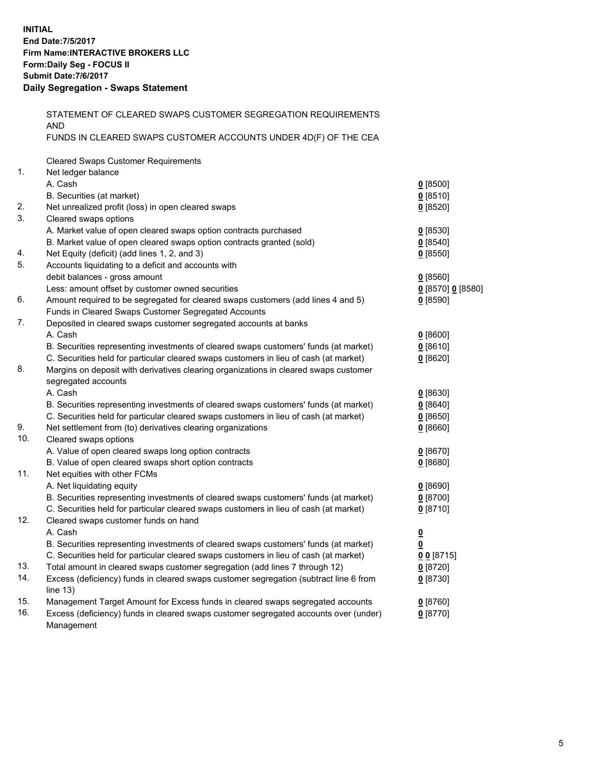**INITIAL**
**End Date:7/5/2017**
**Firm Name:INTERACTIVE BROKERS LLC**
**Form:Daily Seg - FOCUS II**
**Submit Date:7/6/2017**
**Daily Segregation - Swaps Statement**

STATEMENT OF CLEARED SWAPS CUSTOMER SEGREGATION REQUIREMENTS AND FUNDS IN CLEARED SWAPS CUSTOMER ACCOUNTS UNDER 4D(F) OF THE CEA

| | | |
|---|---|---|
| | Cleared Swaps Customer Requirements | |
| 1. | Net ledger balance | |
| | A. Cash | 0 [8500] |
| | B. Securities (at market) | 0 [8510] |
| 2. | Net unrealized profit (loss) in open cleared swaps | 0 [8520] |
| 3. | Cleared swaps options | |
| | A. Market value of open cleared swaps option contracts purchased | 0 [8530] |
| | B. Market value of open cleared swaps option contracts granted (sold) | 0 [8540] |
| 4. | Net Equity (deficit) (add lines 1, 2, and 3) | 0 [8550] |
| 5. | Accounts liquidating to a deficit and accounts with | |
| | debit balances - gross amount | 0 [8560] |
| | Less: amount offset by customer owned securities | 0 [8570] 0 [8580] |
| 6. | Amount required to be segregated for cleared swaps customers (add lines 4 and 5) | 0 [8590] |
| | Funds in Cleared Swaps Customer Segregated Accounts | |
| 7. | Deposited in cleared swaps customer segregated accounts at banks | |
| | A. Cash | 0 [8600] |
| | B. Securities representing investments of cleared swaps customers' funds (at market) | 0 [8610] |
| | C. Securities held for particular cleared swaps customers in lieu of cash (at market) | 0 [8620] |
| 8. | Margins on deposit with derivatives clearing organizations in cleared swaps customer segregated accounts | |
| | A. Cash | 0 [8630] |
| | B. Securities representing investments of cleared swaps customers' funds (at market) | 0 [8640] |
| | C. Securities held for particular cleared swaps customers in lieu of cash (at market) | 0 [8650] |
| 9. | Net settlement from (to) derivatives clearing organizations | 0 [8660] |
| 10. | Cleared swaps options | |
| | A. Value of open cleared swaps long option contracts | 0 [8670] |
| | B. Value of open cleared swaps short option contracts | 0 [8680] |
| 11. | Net equities with other FCMs | |
| | A. Net liquidating equity | 0 [8690] |
| | B. Securities representing investments of cleared swaps customers' funds (at market) | 0 [8700] |
| | C. Securities held for particular cleared swaps customers in lieu of cash (at market) | 0 [8710] |
| 12. | Cleared swaps customer funds on hand | |
| | A. Cash | 0 |
| | B. Securities representing investments of cleared swaps customers' funds (at market) | 0 |
| | C. Securities held for particular cleared swaps customers in lieu of cash (at market) | 0 0 [8715] |
| 13. | Total amount in cleared swaps customer segregation (add lines 7 through 12) | 0 [8720] |
| 14. | Excess (deficiency) funds in cleared swaps customer segregation (subtract line 6 from line 13) | 0 [8730] |
| 15. | Management Target Amount for Excess funds in cleared swaps segregated accounts | 0 [8760] |
| 16. | Excess (deficiency) funds in cleared swaps customer segregated accounts over (under) Management | 0 [8770] |